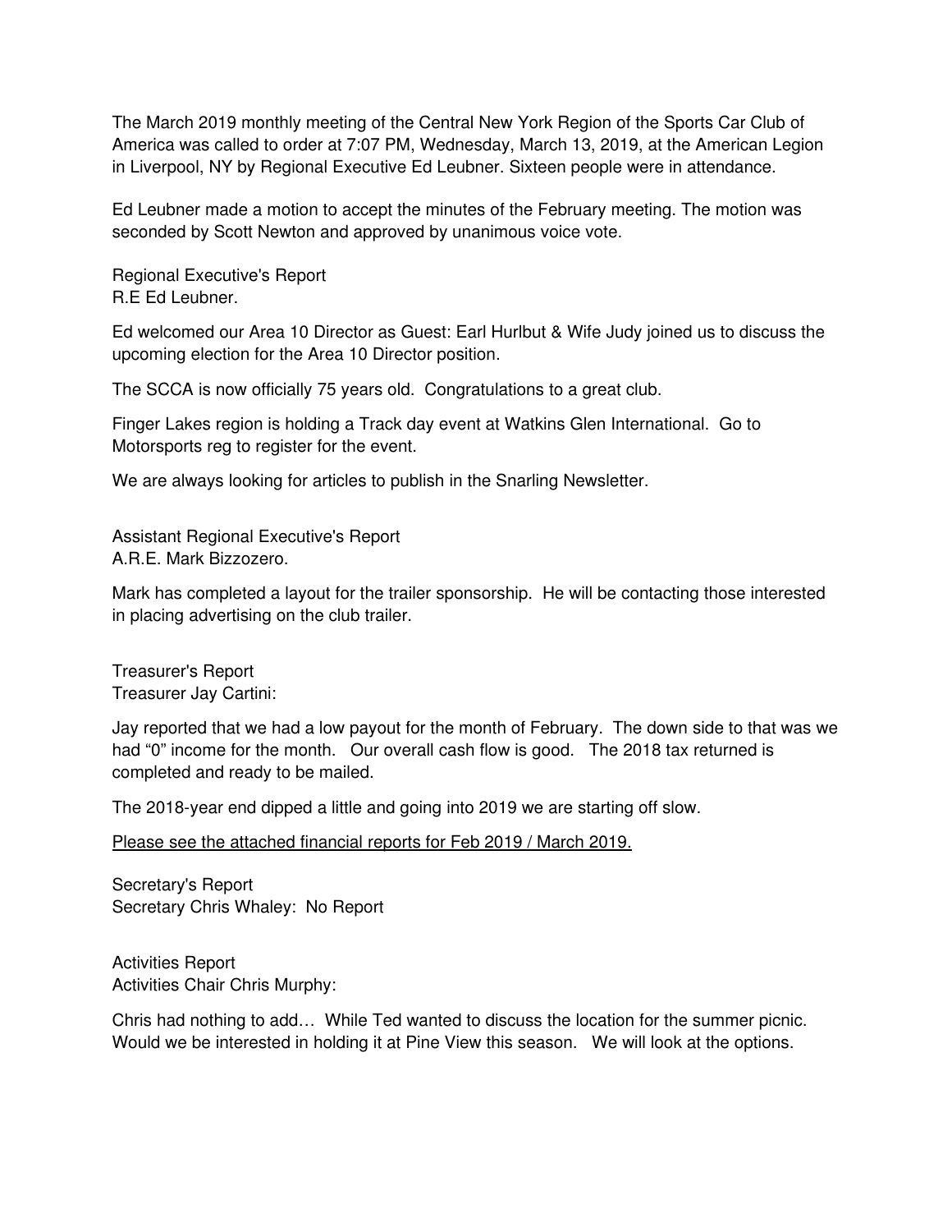The March 2019 monthly meeting of the Central New York Region of the Sports Car Club of America was called to order at 7:07 PM, Wednesday, March 13, 2019, at the American Legion in Liverpool, NY by Regional Executive Ed Leubner. Sixteen people were in attendance.

Ed Leubner made a motion to accept the minutes of the February meeting. The motion was seconded by Scott Newton and approved by unanimous voice vote.

Regional Executive's Report
R.E Ed Leubner.

Ed welcomed our Area 10 Director as Guest: Earl Hurlbut & Wife Judy joined us to discuss the upcoming election for the Area 10 Director position.

The SCCA is now officially 75 years old. Congratulations to a great club.

Finger Lakes region is holding a Track day event at Watkins Glen International. Go to Motorsports reg to register for the event.

We are always looking for articles to publish in the Snarling Newsletter.

Assistant Regional Executive's Report
A.R.E. Mark Bizzozero.

Mark has completed a layout for the trailer sponsorship. He will be contacting those interested in placing advertising on the club trailer.

Treasurer's Report
Treasurer Jay Cartini:

Jay reported that we had a low payout for the month of February. The down side to that was we had "0" income for the month. Our overall cash flow is good. The 2018 tax returned is completed and ready to be mailed.

The 2018-year end dipped a little and going into 2019 we are starting off slow.

<u>Please see the attached financial reports for Feb 2019 / March 2019.</u>

Secretary's Report
Secretary Chris Whaley: No Report

Activities Report
Activities Chair Chris Murphy:

Chris had nothing to add… While Ted wanted to discuss the location for the summer picnic. Would we be interested in holding it at Pine View this season. We will look at the options.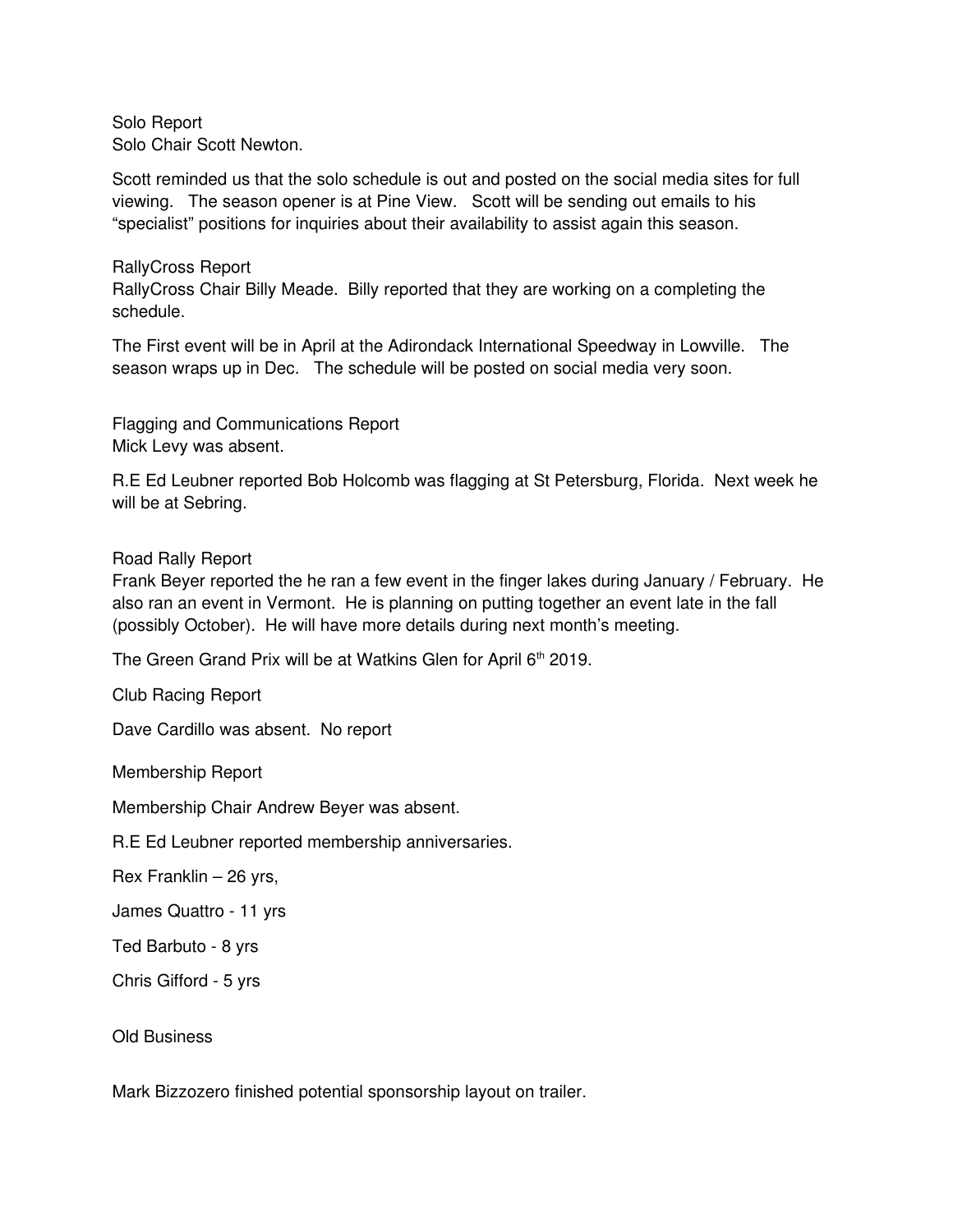Solo Report
Solo Chair Scott Newton.

Scott reminded us that the solo schedule is out and posted on the social media sites for full viewing. The season opener is at Pine View. Scott will be sending out emails to his "specialist" positions for inquiries about their availability to assist again this season.

RallyCross Report
RallyCross Chair Billy Meade. Billy reported that they are working on a completing the schedule.

The First event will be in April at the Adirondack International Speedway in Lowville. The season wraps up in Dec. The schedule will be posted on social media very soon.

Flagging and Communications Report
Mick Levy was absent.

R.E Ed Leubner reported Bob Holcomb was flagging at St Petersburg, Florida. Next week he will be at Sebring.

Road Rally Report
Frank Beyer reported the he ran a few event in the finger lakes during January / February. He also ran an event in Vermont. He is planning on putting together an event late in the fall (possibly October). He will have more details during next month's meeting.

The Green Grand Prix will be at Watkins Glen for April 6th 2019.

Club Racing Report

Dave Cardillo was absent. No report

Membership Report

Membership Chair Andrew Beyer was absent.

R.E Ed Leubner reported membership anniversaries.

Rex Franklin – 26 yrs,

James Quattro - 11 yrs

Ted Barbuto - 8 yrs

Chris Gifford - 5 yrs

Old Business

Mark Bizzozero finished potential sponsorship layout on trailer.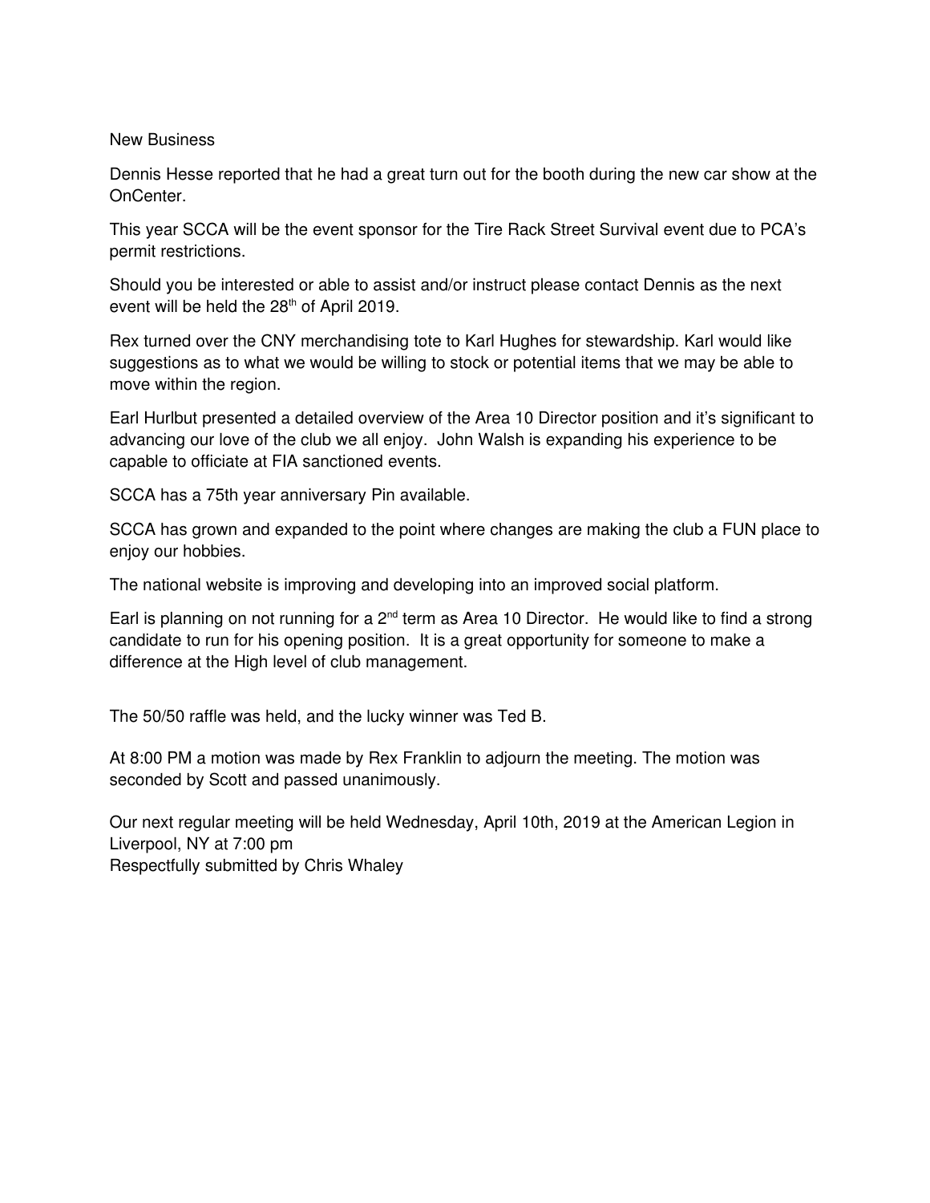New Business

Dennis Hesse reported that he had a great turn out for the booth during the new car show at the OnCenter.

This year SCCA will be the event sponsor for the Tire Rack Street Survival event due to PCA's permit restrictions.

Should you be interested or able to assist and/or instruct please contact Dennis as the next event will be held the 28th of April 2019.

Rex turned over the CNY merchandising tote to Karl Hughes for stewardship. Karl would like suggestions as to what we would be willing to stock or potential items that we may be able to move within the region.

Earl Hurlbut presented a detailed overview of the Area 10 Director position and it's significant to advancing our love of the club we all enjoy. John Walsh is expanding his experience to be capable to officiate at FIA sanctioned events.

SCCA has a 75th year anniversary Pin available.

SCCA has grown and expanded to the point where changes are making the club a FUN place to enjoy our hobbies.

The national website is improving and developing into an improved social platform.

Earl is planning on not running for a 2nd term as Area 10 Director. He would like to find a strong candidate to run for his opening position. It is a great opportunity for someone to make a difference at the High level of club management.

The 50/50 raffle was held, and the lucky winner was Ted B.

At 8:00 PM a motion was made by Rex Franklin to adjourn the meeting. The motion was seconded by Scott and passed unanimously.

Our next regular meeting will be held Wednesday, April 10th, 2019 at the American Legion in Liverpool, NY at 7:00 pm
Respectfully submitted by Chris Whaley